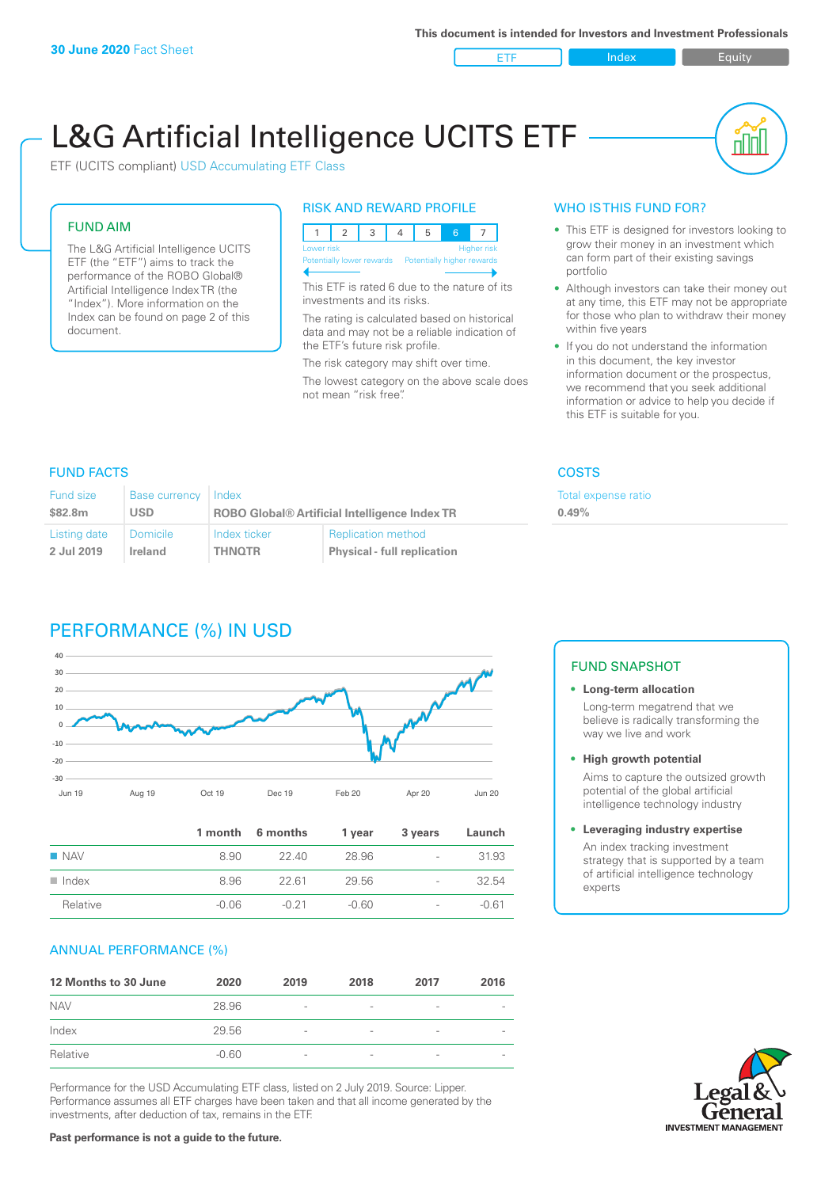**30 June 2020** Fact Sheet

This document is intended for Investors and Investment Professionals

ETF | Index | Equity

# L&G Artificial Intelligence UCITS ETF

ETF (UCITS compliant) USD Accumulating ETF Class

## FUND AIM

The L&G Artificial Intelligence UCITS ETF (the "ETF") aims to track the performance of the ROBO Global® Artificial Intelligence Index TR (the "Index"). More information on the Index can be found on page 2 of this document.

## RISK AND REWARD PROFILE

| 1 | 2 | 3 | 4 | 5 | 6 | 7 |
|---|---|---|---|---|---|---|

Lower risk — Higher risk
Potentially lower rewards — Potentially higher rewards

This ETF is rated 6 due to the nature of its investments and its risks.

The rating is calculated based on historical data and may not be a reliable indication of the ETF's future risk profile.

The risk category may shift over time.

The lowest category on the above scale does not mean "risk free".

## WHO IS THIS FUND FOR?

- This ETF is designed for investors looking to grow their money in an investment which can form part of their existing savings portfolio
- Although investors can take their money out at any time, this ETF may not be appropriate for those who plan to withdraw their money within five years
- If you do not understand the information in this document, the key investor information document or the prospectus, we recommend that you seek additional information or advice to help you decide if this ETF is suitable for you.

## FUND FACTS

| Fund size | Base currency | Index | |
|---|---|---|---|
| **$82.8m** | **USD** | **ROBO Global® Artificial Intelligence Index TR** | |
| **Listing date** | **Domicile** | **Index ticker** | **Replication method** |
| **2 Jul 2019** | **Ireland** | **THNQTR** | **Physical - full replication** |

## COSTS

Total expense ratio
**0.49%**

## PERFORMANCE (%) IN USD

| | 1 month | 6 months | 1 year | 3 years | Launch |
|---|---|---|---|---|---|
| NAV | 8.90 | 22.40 | 28.96 | - | 31.93 |
| Index | 8.96 | 22.61 | 29.56 | - | 32.54 |
| Relative | -0.06 | -0.21 | -0.60 | - | -0.61 |

## ANNUAL PERFORMANCE (%)

| 12 Months to 30 June | 2020 | 2019 | 2018 | 2017 | 2016 |
|---|---|---|---|---|---|
| NAV | 28.96 | - | - | - | - |
| Index | 29.56 | - | - | - | - |
| Relative | -0.60 | - | - | - | - |

Performance for the USD Accumulating ETF class, listed on 2 July 2019. Source: Lipper. Performance assumes all ETF charges have been taken and that all income generated by the investments, after deduction of tax, remains in the ETF.

**Past performance is not a guide to the future.**

## FUND SNAPSHOT

- **Long-term allocation**
  Long-term megatrend that we believe is radically transforming the way we live and work
- **High growth potential**
  Aims to capture the outsized growth potential of the global artificial intelligence technology industry
- **Leveraging industry expertise**
  An index tracking investment strategy that is supported by a team of artificial intelligence technology experts

Legal & General INVESTMENT MANAGEMENT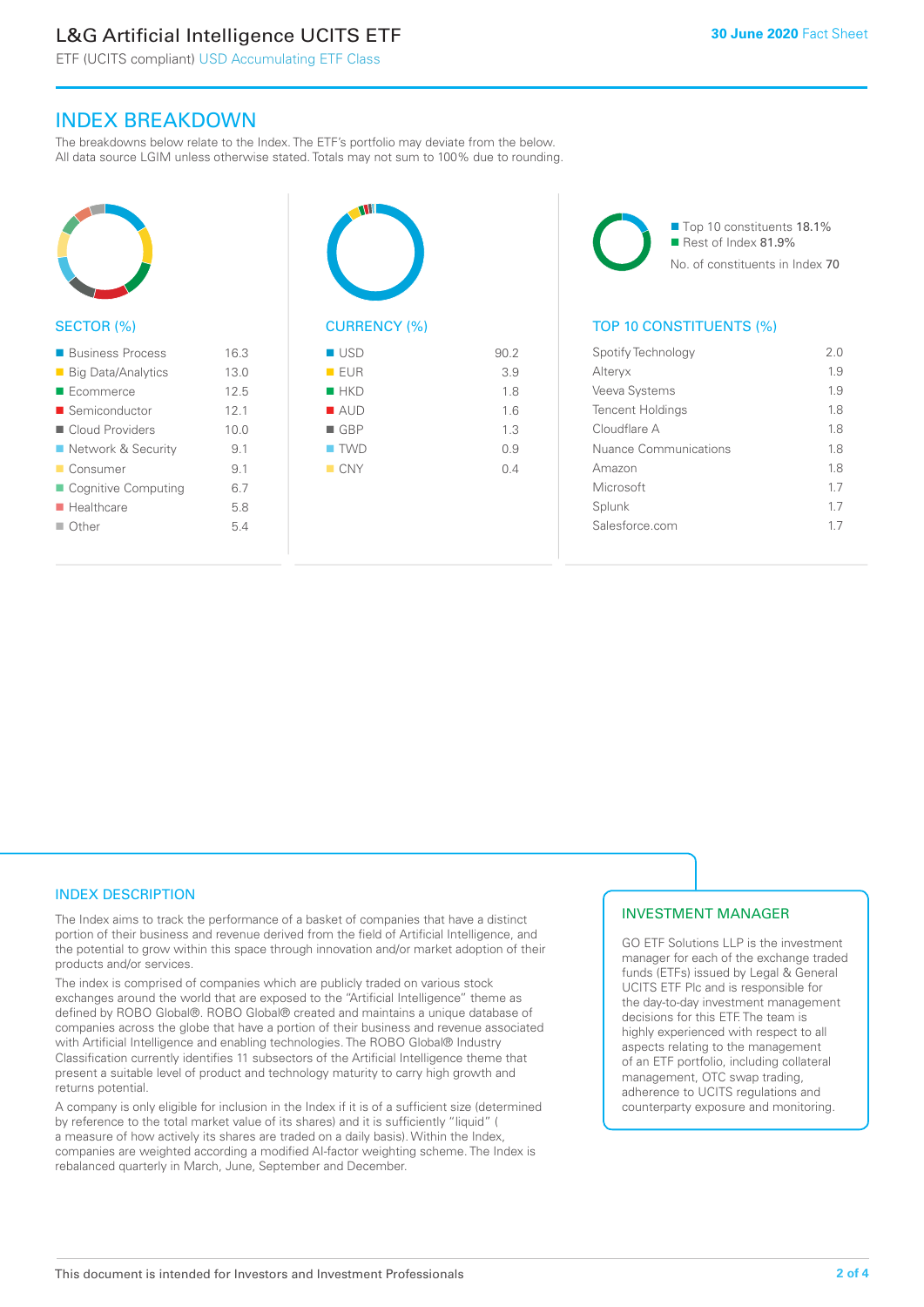# INDEX BREAKDOWN

The breakdowns below relate to the Index. The ETF's portfolio may deviate from the below. All data source LGIM unless otherwise stated. Totals may not sum to 100% due to rounding.

## SECTOR (%)

| Sector | % |
|---|---|
| Business Process | 16.3 |
| Big Data/Analytics | 13.0 |
| Ecommerce | 12.5 |
| Semiconductor | 12.1 |
| Cloud Providers | 10.0 |
| Network & Security | 9.1 |
| Consumer | 9.1 |
| Cognitive Computing | 6.7 |
| Healthcare | 5.8 |
| Other | 5.4 |

## CURRENCY (%)

| Currency | % |
|---|---|
| USD | 90.2 |
| EUR | 3.9 |
| HKD | 1.8 |
| AUD | 1.6 |
| GBP | 1.3 |
| TWD | 0.9 |
| CNY | 0.4 |

- Top 10 constituents 18.1%
- Rest of Index 81.9%

No. of constituents in Index 70

## TOP 10 CONSTITUENTS (%)

| Constituent | % |
|---|---|
| Spotify Technology | 2.0 |
| Alteryx | 1.9 |
| Veeva Systems | 1.9 |
| Tencent Holdings | 1.8 |
| Cloudflare A | 1.8 |
| Nuance Communications | 1.8 |
| Amazon | 1.8 |
| Microsoft | 1.7 |
| Splunk | 1.7 |
| Salesforce.com | 1.7 |

## INDEX DESCRIPTION

The Index aims to track the performance of a basket of companies that have a distinct portion of their business and revenue derived from the field of Artificial Intelligence, and the potential to grow within this space through innovation and/or market adoption of their products and/or services.

The index is comprised of companies which are publicly traded on various stock exchanges around the world that are exposed to the "Artificial Intelligence" theme as defined by ROBO Global®. ROBO Global® created and maintains a unique database of companies across the globe that have a portion of their business and revenue associated with Artificial Intelligence and enabling technologies. The ROBO Global® Industry Classification currently identifies 11 subsectors of the Artificial Intelligence theme that present a suitable level of product and technology maturity to carry high growth and returns potential.

A company is only eligible for inclusion in the Index if it is of a sufficient size (determined by reference to the total market value of its shares) and it is sufficiently "liquid" ( a measure of how actively its shares are traded on a daily basis). Within the Index, companies are weighted according a modified AI-factor weighting scheme. The Index is rebalanced quarterly in March, June, September and December.

## INVESTMENT MANAGER

GO ETF Solutions LLP is the investment manager for each of the exchange traded funds (ETFs) issued by Legal & General UCITS ETF Plc and is responsible for the day-to-day investment management decisions for this ETF. The team is highly experienced with respect to all aspects relating to the management of an ETF portfolio, including collateral management, OTC swap trading, adherence to UCITS regulations and counterparty exposure and monitoring.

This document is intended for Investors and Investment Professionals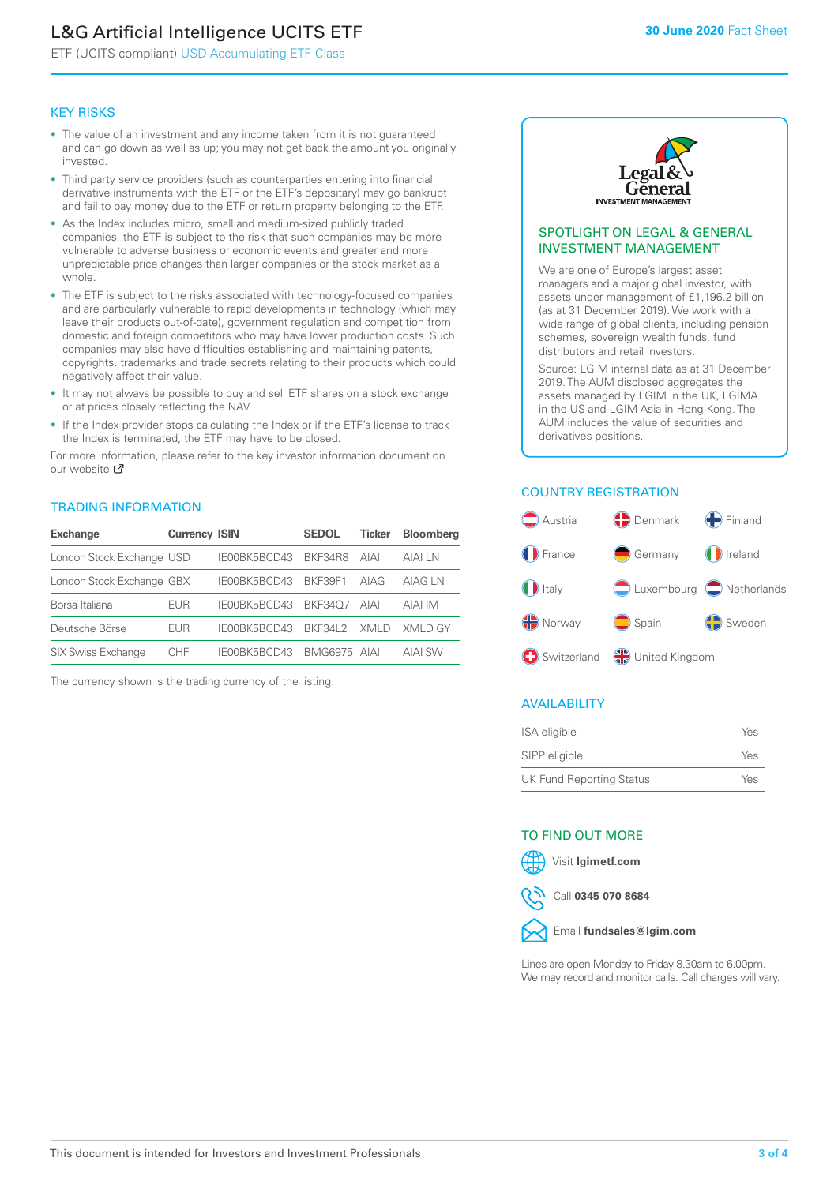# L&G Artificial Intelligence UCITS ETF

ETF (UCITS compliant) USD Accumulating ETF Class

30 June 2020 Fact Sheet

## KEY RISKS

- The value of an investment and any income taken from it is not guaranteed and can go down as well as up; you may not get back the amount you originally invested.
- Third party service providers (such as counterparties entering into financial derivative instruments with the ETF or the ETF's depositary) may go bankrupt and fail to pay money due to the ETF or return property belonging to the ETF.
- As the Index includes micro, small and medium-sized publicly traded companies, the ETF is subject to the risk that such companies may be more vulnerable to adverse business or economic events and greater and more unpredictable price changes than larger companies or the stock market as a whole.
- The ETF is subject to the risks associated with technology-focused companies and are particularly vulnerable to rapid developments in technology (which may leave their products out-of-date), government regulation and competition from domestic and foreign competitors who may have lower production costs. Such companies may also have difficulties establishing and maintaining patents, copyrights, trademarks and trade secrets relating to their products which could negatively affect their value.
- It may not always be possible to buy and sell ETF shares on a stock exchange or at prices closely reflecting the NAV.
- If the Index provider stops calculating the Index or if the ETF's license to track the Index is terminated, the ETF may have to be closed.

For more information, please refer to the key investor information document on our website

## TRADING INFORMATION

| Exchange | Currency | ISIN | SEDOL | Ticker | Bloomberg |
|---|---|---|---|---|---|
| London Stock Exchange | USD | IE00BK5BCD43 | BKF34R8 | AIAI | AIAI LN |
| London Stock Exchange | GBX | IE00BK5BCD43 | BKF39F1 | AIAG | AIAG LN |
| Borsa Italiana | EUR | IE00BK5BCD43 | BKF34Q7 | AIAI | AIAI IM |
| Deutsche Börse | EUR | IE00BK5BCD43 | BKF34L2 | XMLD | XMLD GY |
| SIX Swiss Exchange | CHF | IE00BK5BCD43 | BMG6975 | AIAI | AIAI SW |

The currency shown is the trading currency of the listing.

## SPOTLIGHT ON LEGAL & GENERAL INVESTMENT MANAGEMENT

We are one of Europe's largest asset managers and a major global investor, with assets under management of £1,196.2 billion (as at 31 December 2019). We work with a wide range of global clients, including pension schemes, sovereign wealth funds, fund distributors and retail investors.

Source: LGIM internal data as at 31 December 2019. The AUM disclosed aggregates the assets managed by LGIM in the UK, LGIMA in the US and LGIM Asia in Hong Kong. The AUM includes the value of securities and derivatives positions.

## COUNTRY REGISTRATION

Austria, Denmark, Finland, France, Germany, Ireland, Italy, Luxembourg, Netherlands, Norway, Spain, Sweden, Switzerland, United Kingdom

## AVAILABILITY

| | |
|---|---|
| ISA eligible | Yes |
| SIPP eligible | Yes |
| UK Fund Reporting Status | Yes |

## TO FIND OUT MORE

Visit **lgimetf.com**

Call **0345 070 8684**

Email **fundsales@lgim.com**

Lines are open Monday to Friday 8.30am to 6.00pm. We may record and monitor calls. Call charges will vary.

This document is intended for Investors and Investment Professionals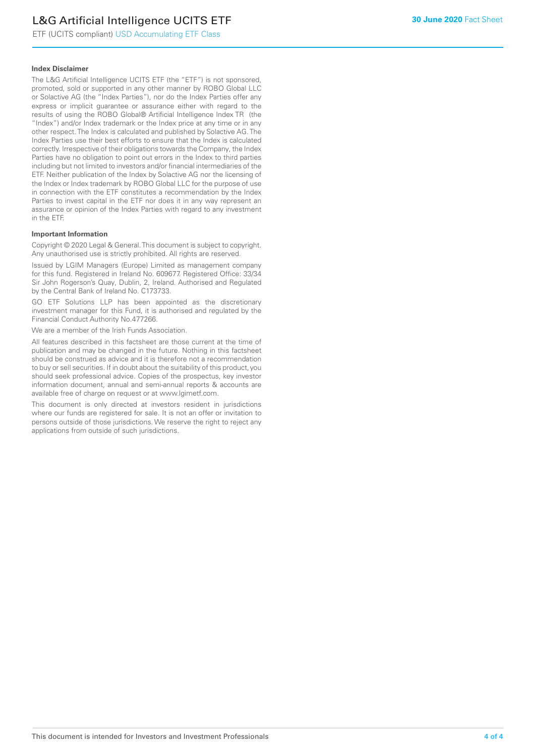### Index Disclaimer

The L&G Artificial Intelligence UCITS ETF (the "ETF") is not sponsored, promoted, sold or supported in any other manner by ROBO Global LLC or Solactive AG (the "Index Parties"), nor do the Index Parties offer any express or implicit guarantee or assurance either with regard to the results of using the ROBO Global® Artificial Intelligence Index TR (the "Index") and/or Index trademark or the Index price at any time or in any other respect. The Index is calculated and published by Solactive AG. The Index Parties use their best efforts to ensure that the Index is calculated correctly. Irrespective of their obligations towards the Company, the Index Parties have no obligation to point out errors in the Index to third parties including but not limited to investors and/or financial intermediaries of the ETF. Neither publication of the Index by Solactive AG nor the licensing of the Index or Index trademark by ROBO Global LLC for the purpose of use in connection with the ETF constitutes a recommendation by the Index Parties to invest capital in the ETF nor does it in any way represent an assurance or opinion of the Index Parties with regard to any investment in the ETF.

### Important Information

Copyright © 2020 Legal & General. This document is subject to copyright. Any unauthorised use is strictly prohibited. All rights are reserved.

Issued by LGIM Managers (Europe) Limited as management company for this fund. Registered in Ireland No. 609677. Registered Office: 33/34 Sir John Rogerson's Quay, Dublin, 2, Ireland. Authorised and Regulated by the Central Bank of Ireland No. C173733.

GO ETF Solutions LLP has been appointed as the discretionary investment manager for this Fund, it is authorised and regulated by the Financial Conduct Authority No.477266.

We are a member of the Irish Funds Association.

All features described in this factsheet are those current at the time of publication and may be changed in the future. Nothing in this factsheet should be construed as advice and it is therefore not a recommendation to buy or sell securities. If in doubt about the suitability of this product, you should seek professional advice. Copies of the prospectus, key investor information document, annual and semi-annual reports & accounts are available free of charge on request or at www.lgimetf.com.

This document is only directed at investors resident in jurisdictions where our funds are registered for sale. It is not an offer or invitation to persons outside of those jurisdictions. We reserve the right to reject any applications from outside of such jurisdictions.